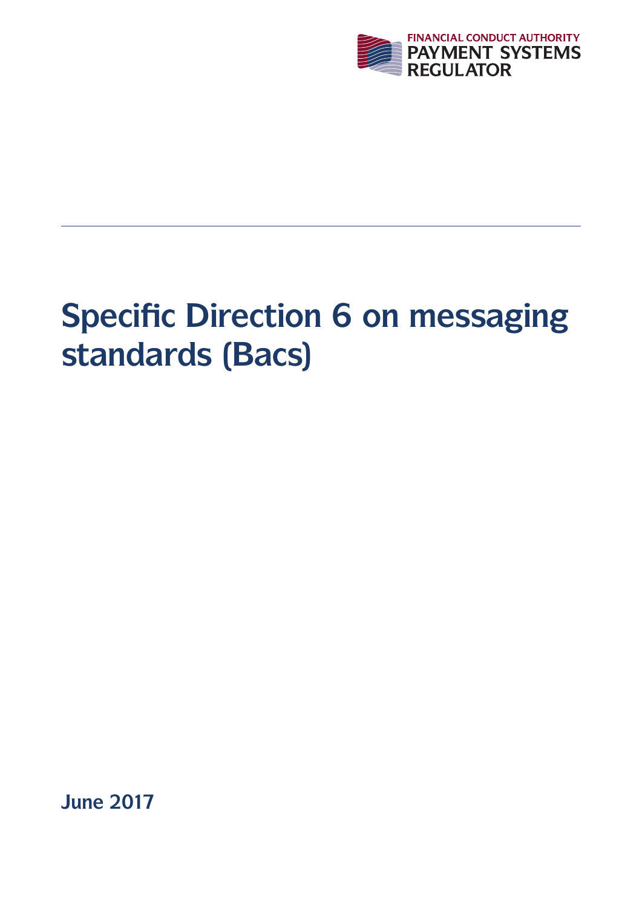FINANCIAL CONDUCT AUTHORITY
PAYMENT SYSTEMS
REGULATOR

---

# Specific Direction 6 on messaging standards (Bacs)

**June 2017**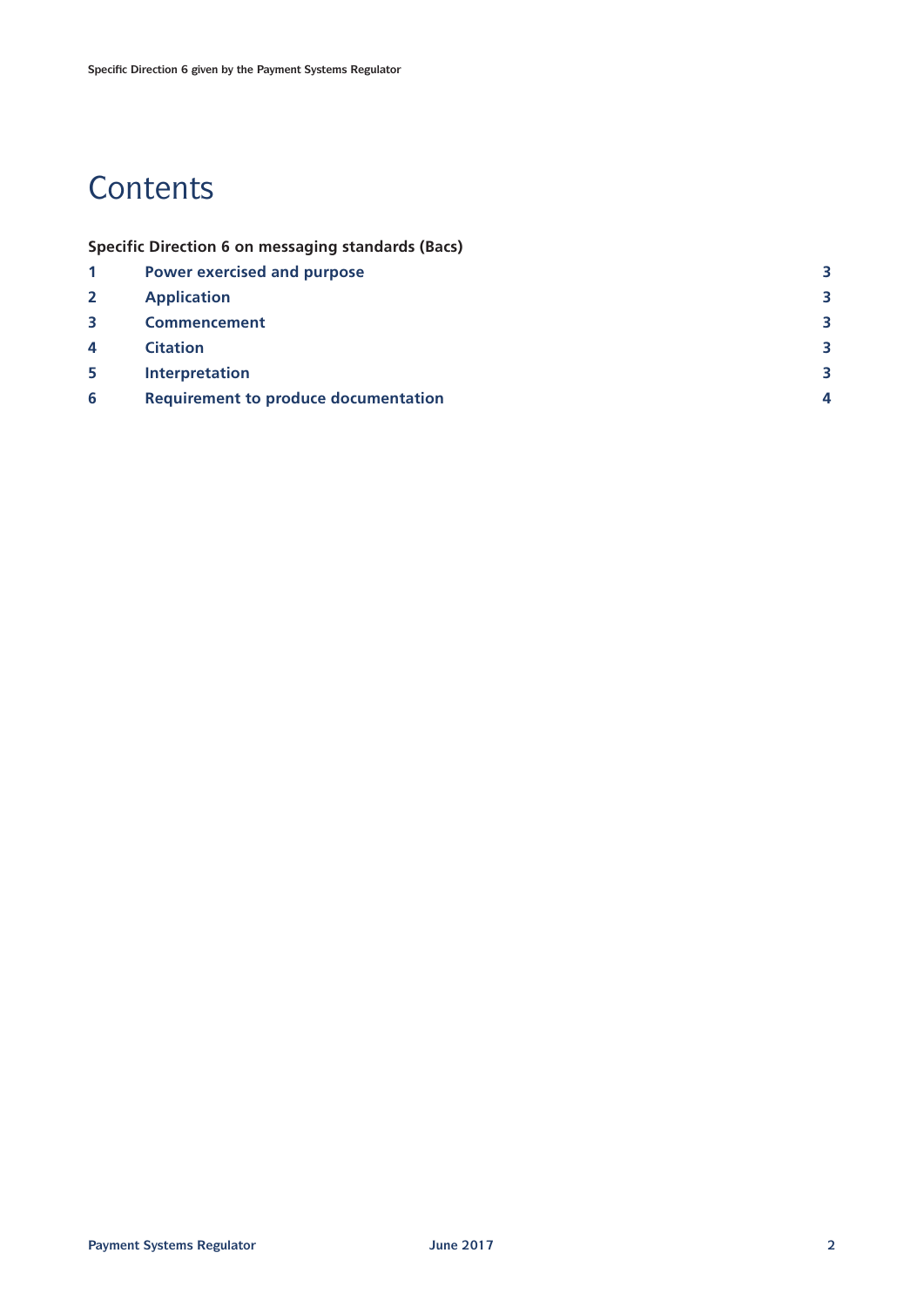# Contents

**Specific Direction 6 on messaging standards (Bacs)**

| | | |
|---|---|---|
| **1** | **Power exercised and purpose** | **3** |
| **2** | **Application** | **3** |
| **3** | **Commencement** | **3** |
| **4** | **Citation** | **3** |
| **5** | **Interpretation** | **3** |
| **6** | **Requirement to produce documentation** | **4** |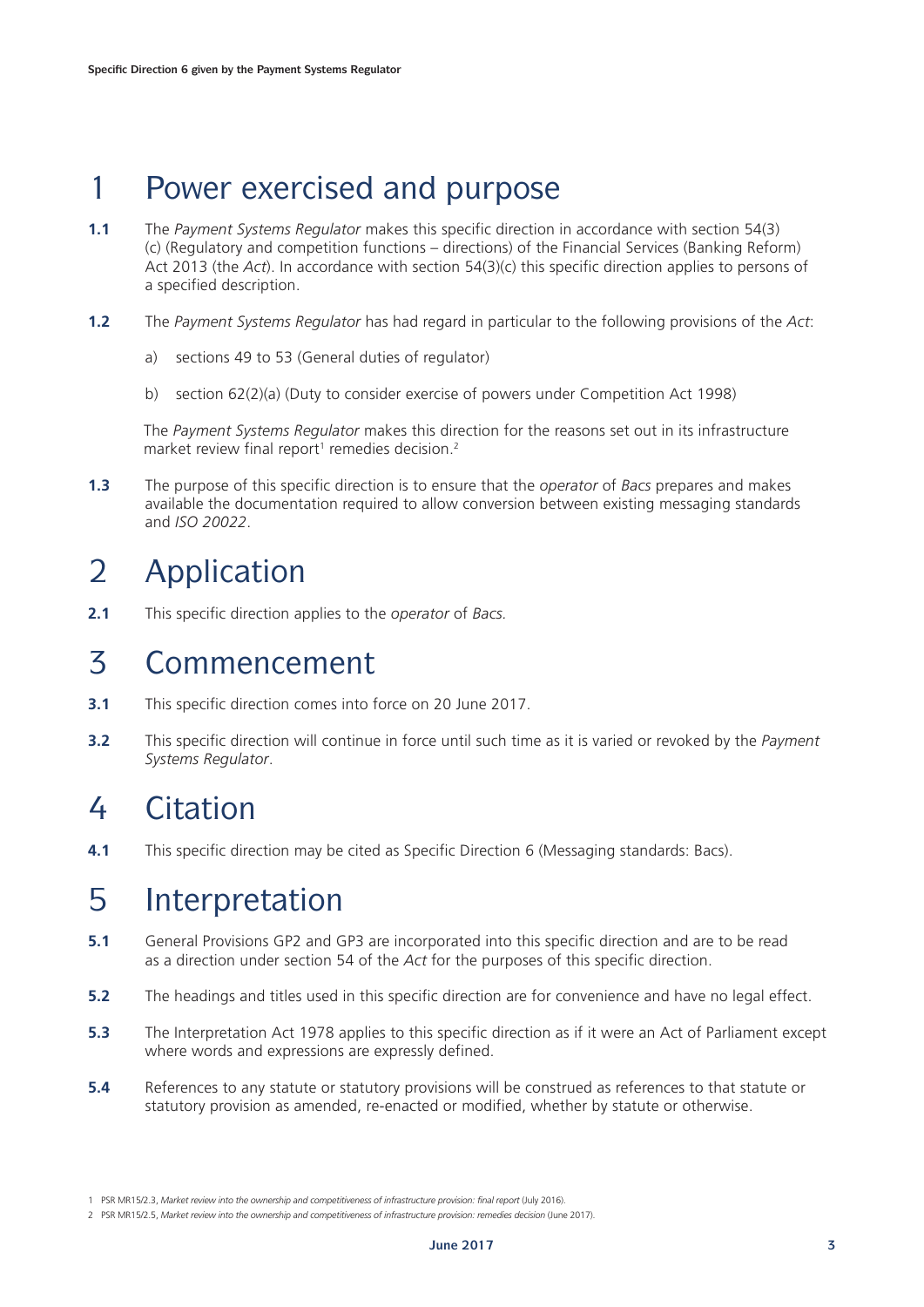# 1 Power exercised and purpose

**1.1** The *Payment Systems Regulator* makes this specific direction in accordance with section 54(3)(c) (Regulatory and competition functions – directions) of the Financial Services (Banking Reform) Act 2013 (the *Act*). In accordance with section 54(3)(c) this specific direction applies to persons of a specified description.

**1.2** The *Payment Systems Regulator* has had regard in particular to the following provisions of the *Act*:

a) sections 49 to 53 (General duties of regulator)

b) section 62(2)(a) (Duty to consider exercise of powers under Competition Act 1998)

The *Payment Systems Regulator* makes this direction for the reasons set out in its infrastructure market review final report[1] remedies decision.[2]

**1.3** The purpose of this specific direction is to ensure that the *operator* of *Bacs* prepares and makes available the documentation required to allow conversion between existing messaging standards and *ISO 20022*.

# 2 Application

**2.1** This specific direction applies to the *operator* of *Bacs*.

# 3 Commencement

**3.1** This specific direction comes into force on 20 June 2017.

**3.2** This specific direction will continue in force until such time as it is varied or revoked by the *Payment Systems Regulator*.

# 4 Citation

**4.1** This specific direction may be cited as Specific Direction 6 (Messaging standards: Bacs).

# 5 Interpretation

**5.1** General Provisions GP2 and GP3 are incorporated into this specific direction and are to be read as a direction under section 54 of the *Act* for the purposes of this specific direction.

**5.2** The headings and titles used in this specific direction are for convenience and have no legal effect.

**5.3** The Interpretation Act 1978 applies to this specific direction as if it were an Act of Parliament except where words and expressions are expressly defined.

**5.4** References to any statute or statutory provisions will be construed as references to that statute or statutory provision as amended, re-enacted or modified, whether by statute or otherwise.

---

1 PSR MR15/2.3, *Market review into the ownership and competitiveness of infrastructure provision: final report* (July 2016).

2 PSR MR15/2.5, *Market review into the ownership and competitiveness of infrastructure provision: remedies decision* (June 2017).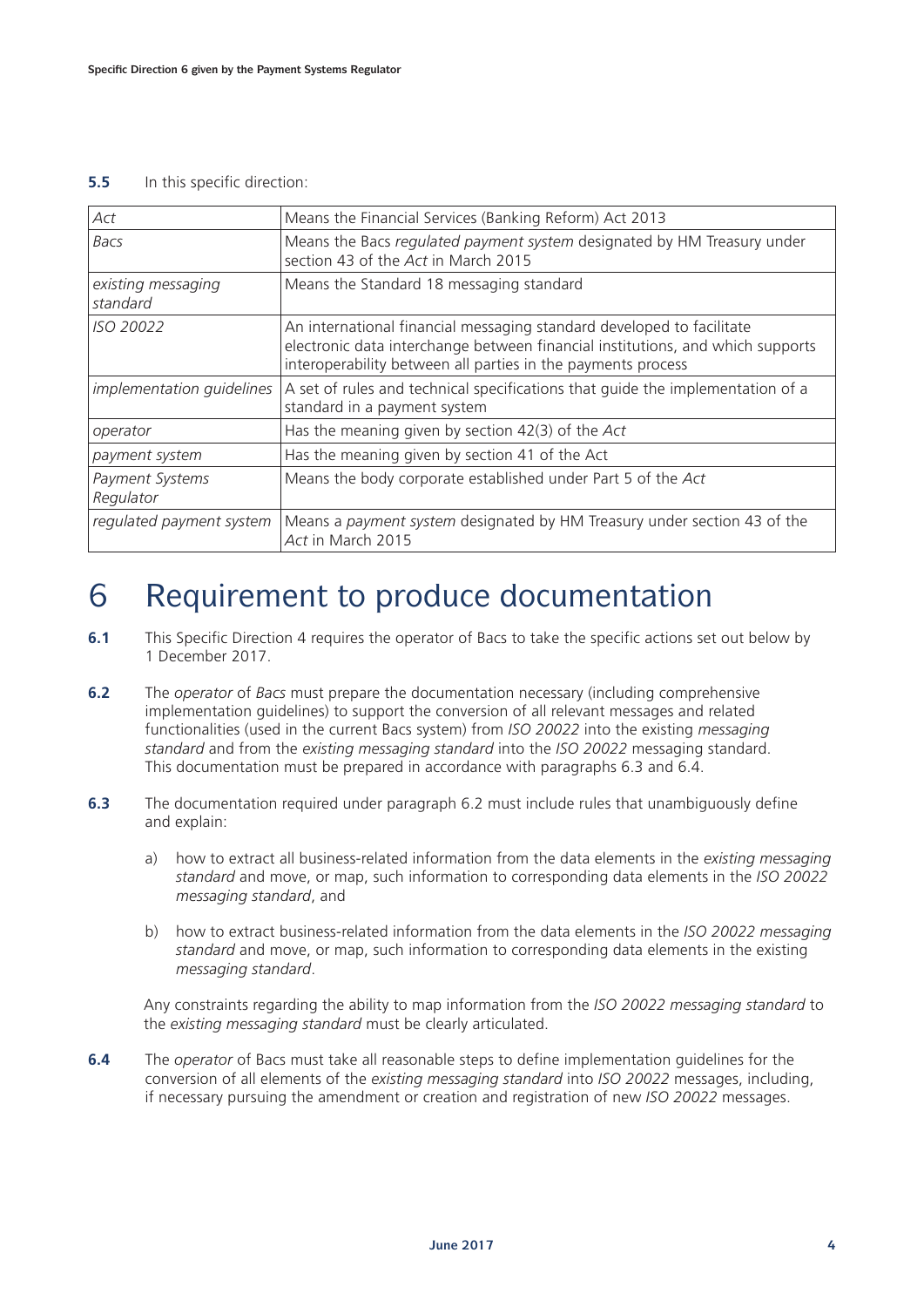**5.5** In this specific direction:

| | |
|---|---|
| *Act* | Means the Financial Services (Banking Reform) Act 2013 |
| *Bacs* | Means the Bacs *regulated payment system* designated by HM Treasury under section 43 of the *Act* in March 2015 |
| *existing messaging standard* | Means the Standard 18 messaging standard |
| *ISO 20022* | An international financial messaging standard developed to facilitate electronic data interchange between financial institutions, and which supports interoperability between all parties in the payments process |
| *implementation guidelines* | A set of rules and technical specifications that guide the implementation of a standard in a payment system |
| *operator* | Has the meaning given by section 42(3) of the *Act* |
| *payment system* | Has the meaning given by section 41 of the Act |
| *Payment Systems Regulator* | Means the body corporate established under Part 5 of the *Act* |
| *regulated payment system* | Means a *payment system* designated by HM Treasury under section 43 of the *Act* in March 2015 |

# 6 Requirement to produce documentation

**6.1** This Specific Direction 4 requires the operator of Bacs to take the specific actions set out below by 1 December 2017.

**6.2** The *operator* of *Bacs* must prepare the documentation necessary (including comprehensive implementation guidelines) to support the conversion of all relevant messages and related functionalities (used in the current Bacs system) from *ISO 20022* into the existing *messaging standard* and from the *existing messaging standard* into the *ISO 20022* messaging standard. This documentation must be prepared in accordance with paragraphs 6.3 and 6.4.

**6.3** The documentation required under paragraph 6.2 must include rules that unambiguously define and explain:

a) how to extract all business-related information from the data elements in the *existing messaging standard* and move, or map, such information to corresponding data elements in the *ISO 20022 messaging standard*, and

b) how to extract business-related information from the data elements in the *ISO 20022 messaging standard* and move, or map, such information to corresponding data elements in the existing *messaging standard*.

Any constraints regarding the ability to map information from the *ISO 20022 messaging standard* to the *existing messaging standard* must be clearly articulated.

**6.4** The *operator* of Bacs must take all reasonable steps to define implementation guidelines for the conversion of all elements of the *existing messaging standard* into *ISO 20022* messages, including, if necessary pursuing the amendment or creation and registration of new *ISO 20022* messages.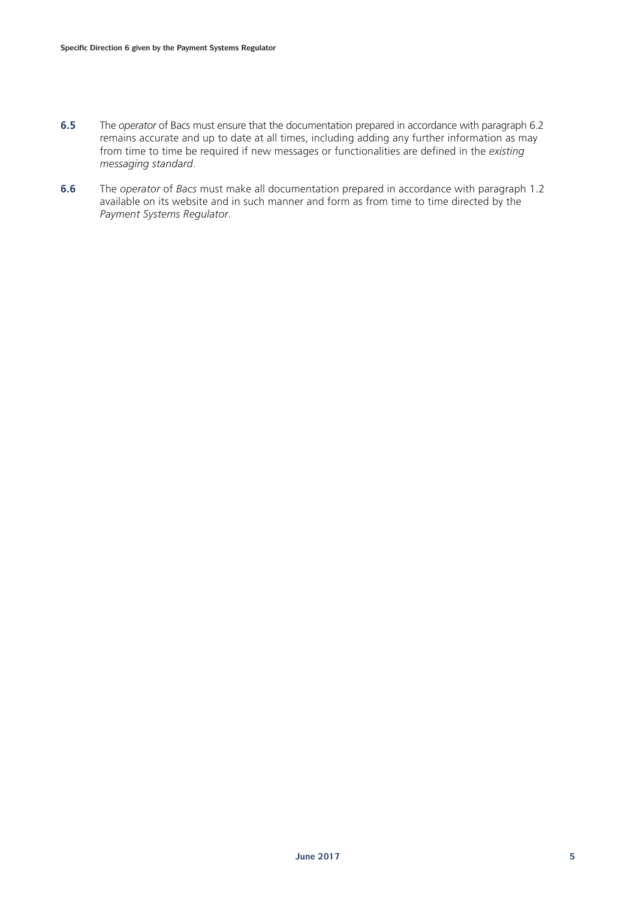**6.5** The *operator* of Bacs must ensure that the documentation prepared in accordance with paragraph 6.2 remains accurate and up to date at all times, including adding any further information as may from time to time be required if new messages or functionalities are defined in the *existing messaging standard*.

**6.6** The *operator* of *Bacs* must make all documentation prepared in accordance with paragraph 1.2 available on its website and in such manner and form as from time to time directed by the *Payment Systems Regulator*.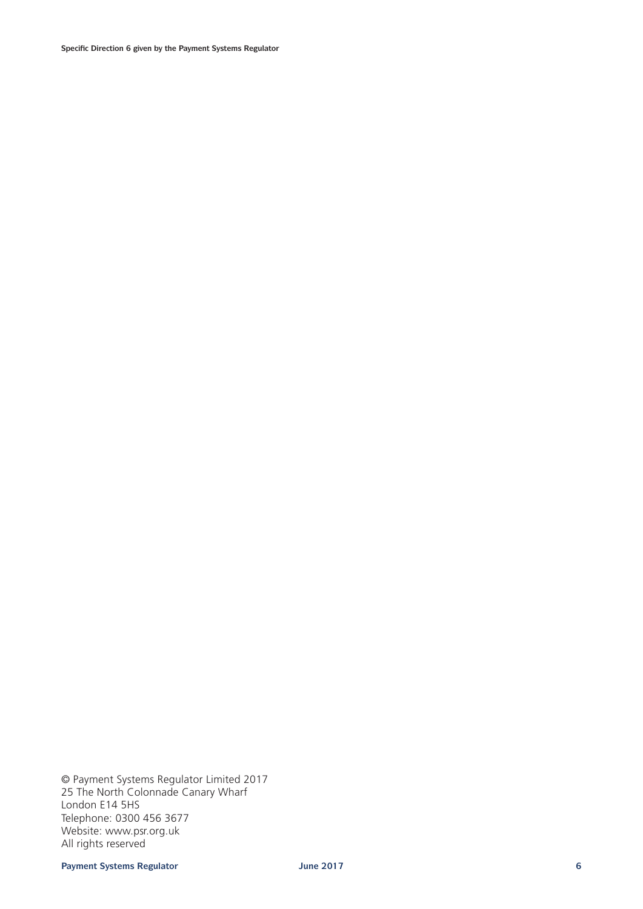© Payment Systems Regulator Limited 2017
25 The North Colonnade Canary Wharf
London E14 5HS
Telephone: 0300 456 3677
Website: www.psr.org.uk
All rights reserved